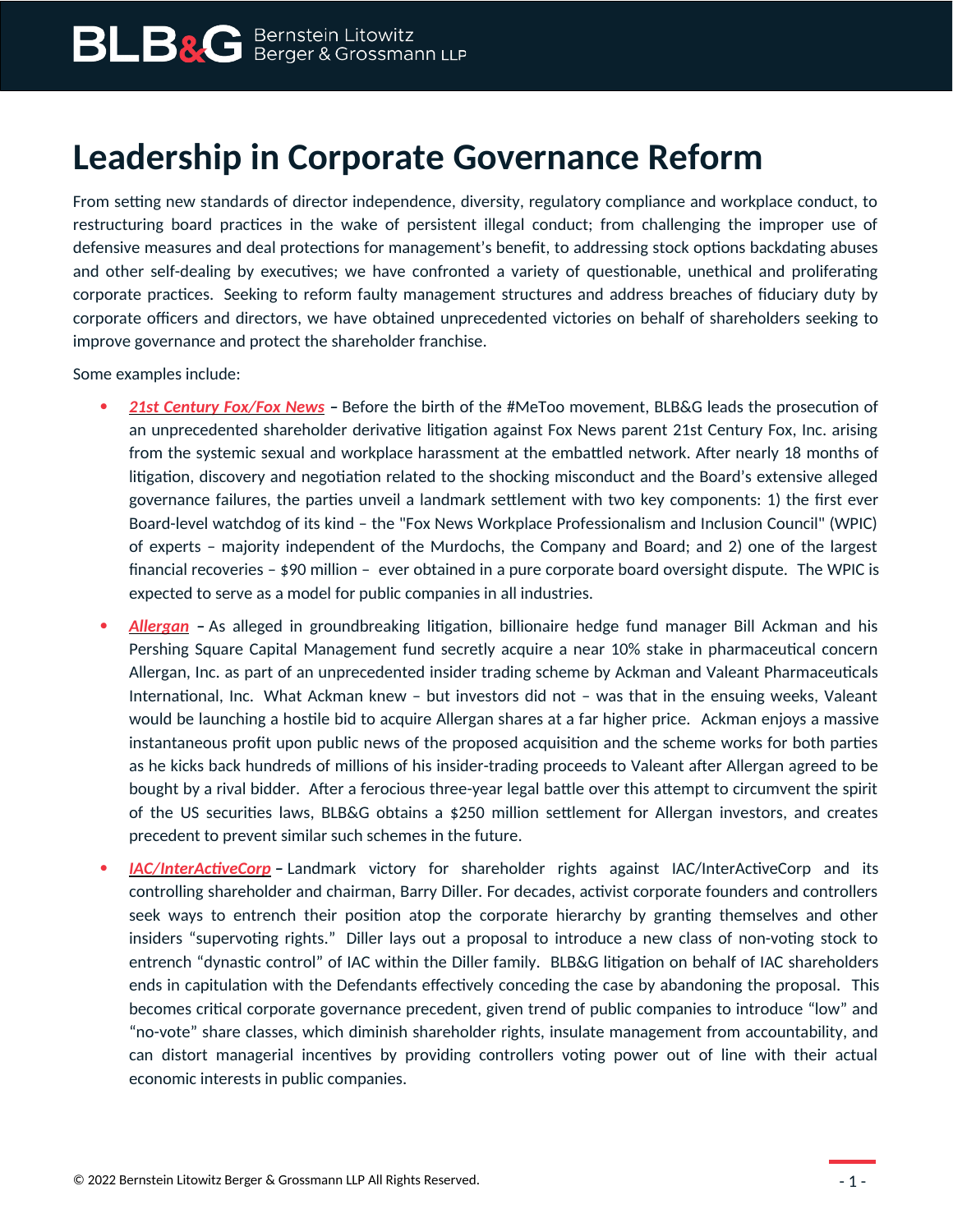# Leadership in Corporate Governance Reform

From setting new standards of director independence, diversity, regulatory compliance and workplace conduct, to restructuring board practices in the wake of persistent illegal conduct; from challenging the improper use of defensive measures and deal protections for management's benefit, to addressing stock options backdating abuses and other self-dealing by executives; we have confronted a variety of questionable, unethical and proliferating corporate practices. Seeking to reform faulty management structures and address breaches of fiduciary duty by corporate officers and directors, we have obtained unprecedented victories on behalf of shareholders seeking to improve governance and protect the shareholder franchise.

Some examples include:

- ***21st Century Fox/Fox News*** **–** Before the birth of the #MeToo movement, BLB&G leads the prosecution of an unprecedented shareholder derivative litigation against Fox News parent 21st Century Fox, Inc. arising from the systemic sexual and workplace harassment at the embattled network. After nearly 18 months of litigation, discovery and negotiation related to the shocking misconduct and the Board's extensive alleged governance failures, the parties unveil a landmark settlement with two key components: 1) the first ever Board-level watchdog of its kind – the "Fox News Workplace Professionalism and Inclusion Council" (WPIC) of experts – majority independent of the Murdochs, the Company and Board; and 2) one of the largest financial recoveries – $90 million – ever obtained in a pure corporate board oversight dispute. The WPIC is expected to serve as a model for public companies in all industries.
- ***Allergan*** **–** As alleged in groundbreaking litigation, billionaire hedge fund manager Bill Ackman and his Pershing Square Capital Management fund secretly acquire a near 10% stake in pharmaceutical concern Allergan, Inc. as part of an unprecedented insider trading scheme by Ackman and Valeant Pharmaceuticals International, Inc. What Ackman knew – but investors did not – was that in the ensuing weeks, Valeant would be launching a hostile bid to acquire Allergan shares at a far higher price. Ackman enjoys a massive instantaneous profit upon public news of the proposed acquisition and the scheme works for both parties as he kicks back hundreds of millions of his insider-trading proceeds to Valeant after Allergan agreed to be bought by a rival bidder. After a ferocious three-year legal battle over this attempt to circumvent the spirit of the US securities laws, BLB&G obtains a $250 million settlement for Allergan investors, and creates precedent to prevent similar such schemes in the future.
- ***IAC/InterActiveCorp*** **–** Landmark victory for shareholder rights against IAC/InterActiveCorp and its controlling shareholder and chairman, Barry Diller. For decades, activist corporate founders and controllers seek ways to entrench their position atop the corporate hierarchy by granting themselves and other insiders "supervoting rights." Diller lays out a proposal to introduce a new class of non-voting stock to entrench "dynastic control" of IAC within the Diller family. BLB&G litigation on behalf of IAC shareholders ends in capitulation with the Defendants effectively conceding the case by abandoning the proposal. This becomes critical corporate governance precedent, given trend of public companies to introduce "low" and "no-vote" share classes, which diminish shareholder rights, insulate management from accountability, and can distort managerial incentives by providing controllers voting power out of line with their actual economic interests in public companies.

© 2022 Bernstein Litowitz Berger & Grossmann LLP All Rights Reserved.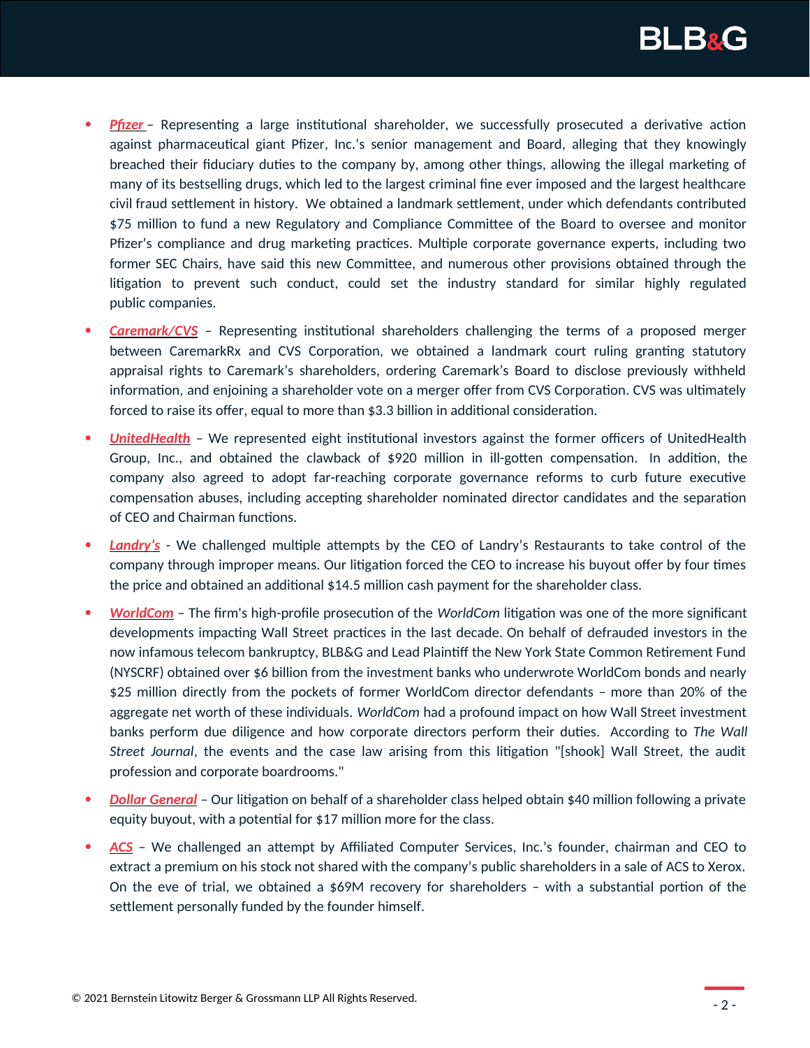- ***Pfizer*** – Representing a large institutional shareholder, we successfully prosecuted a derivative action against pharmaceutical giant Pfizer, Inc.'s senior management and Board, alleging that they knowingly breached their fiduciary duties to the company by, among other things, allowing the illegal marketing of many of its bestselling drugs, which led to the largest criminal fine ever imposed and the largest healthcare civil fraud settlement in history. We obtained a landmark settlement, under which defendants contributed $75 million to fund a new Regulatory and Compliance Committee of the Board to oversee and monitor Pfizer's compliance and drug marketing practices. Multiple corporate governance experts, including two former SEC Chairs, have said this new Committee, and numerous other provisions obtained through the litigation to prevent such conduct, could set the industry standard for similar highly regulated public companies.
- ***Caremark/CVS*** – Representing institutional shareholders challenging the terms of a proposed merger between CaremarkRx and CVS Corporation, we obtained a landmark court ruling granting statutory appraisal rights to Caremark's shareholders, ordering Caremark's Board to disclose previously withheld information, and enjoining a shareholder vote on a merger offer from CVS Corporation. CVS was ultimately forced to raise its offer, equal to more than $3.3 billion in additional consideration.
- ***UnitedHealth*** – We represented eight institutional investors against the former officers of UnitedHealth Group, Inc., and obtained the clawback of $920 million in ill-gotten compensation. In addition, the company also agreed to adopt far-reaching corporate governance reforms to curb future executive compensation abuses, including accepting shareholder nominated director candidates and the separation of CEO and Chairman functions.
- ***Landry's*** - We challenged multiple attempts by the CEO of Landry's Restaurants to take control of the company through improper means. Our litigation forced the CEO to increase his buyout offer by four times the price and obtained an additional $14.5 million cash payment for the shareholder class.
- ***WorldCom*** – The firm's high-profile prosecution of the *WorldCom* litigation was one of the more significant developments impacting Wall Street practices in the last decade. On behalf of defrauded investors in the now infamous telecom bankruptcy, BLB&G and Lead Plaintiff the New York State Common Retirement Fund (NYSCRF) obtained over $6 billion from the investment banks who underwrote WorldCom bonds and nearly $25 million directly from the pockets of former WorldCom director defendants – more than 20% of the aggregate net worth of these individuals. *WorldCom* had a profound impact on how Wall Street investment banks perform due diligence and how corporate directors perform their duties. According to *The Wall Street Journal*, the events and the case law arising from this litigation "[shook] Wall Street, the audit profession and corporate boardrooms."
- ***Dollar General*** – Our litigation on behalf of a shareholder class helped obtain $40 million following a private equity buyout, with a potential for $17 million more for the class.
- ***ACS*** – We challenged an attempt by Affiliated Computer Services, Inc.'s founder, chairman and CEO to extract a premium on his stock not shared with the company's public shareholders in a sale of ACS to Xerox. On the eve of trial, we obtained a $69M recovery for shareholders – with a substantial portion of the settlement personally funded by the founder himself.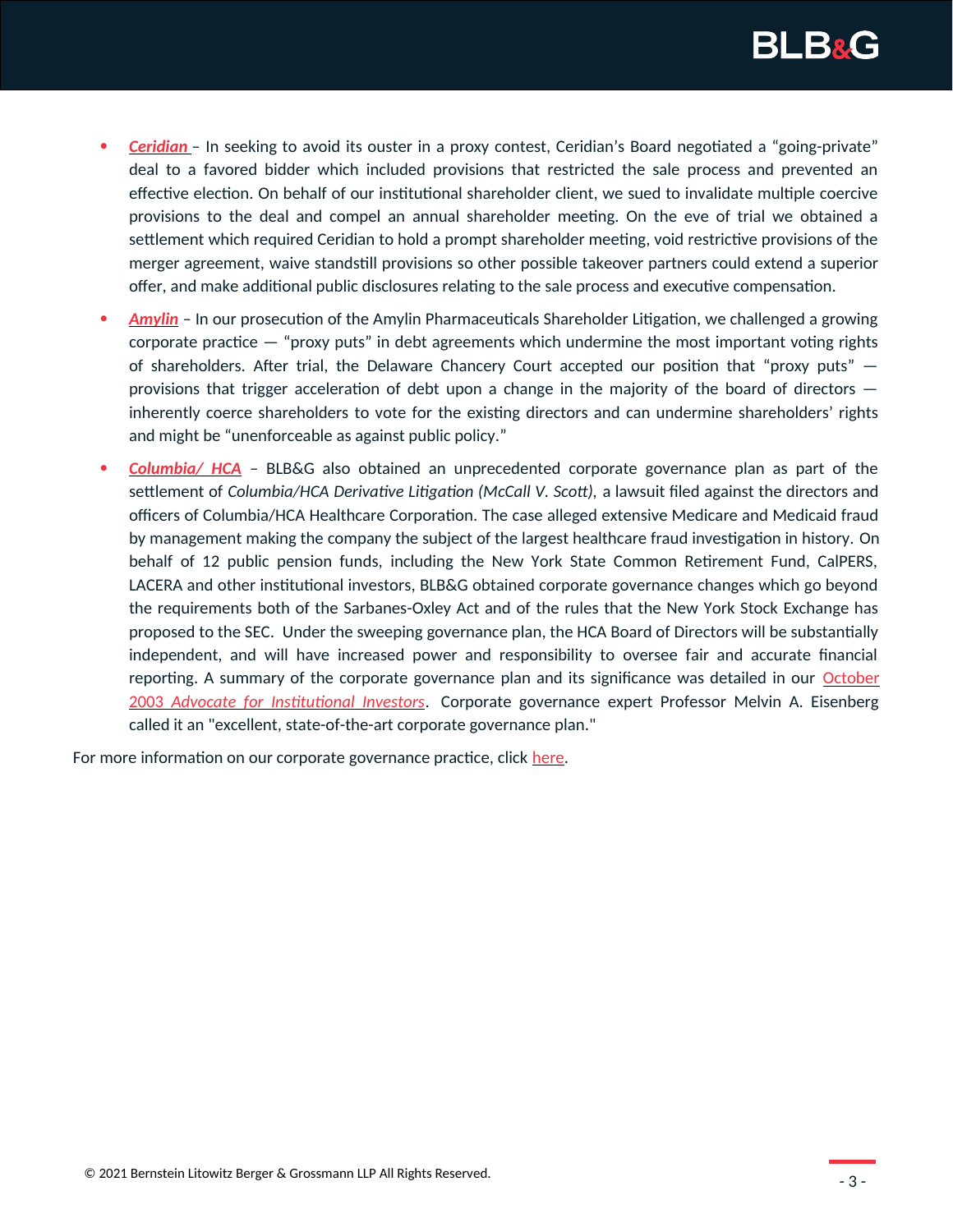- ***Ceridian*** – In seeking to avoid its ouster in a proxy contest, Ceridian's Board negotiated a "going-private" deal to a favored bidder which included provisions that restricted the sale process and prevented an effective election. On behalf of our institutional shareholder client, we sued to invalidate multiple coercive provisions to the deal and compel an annual shareholder meeting. On the eve of trial we obtained a settlement which required Ceridian to hold a prompt shareholder meeting, void restrictive provisions of the merger agreement, waive standstill provisions so other possible takeover partners could extend a superior offer, and make additional public disclosures relating to the sale process and executive compensation.
- ***Amylin*** – In our prosecution of the Amylin Pharmaceuticals Shareholder Litigation, we challenged a growing corporate practice — "proxy puts" in debt agreements which undermine the most important voting rights of shareholders. After trial, the Delaware Chancery Court accepted our position that "proxy puts" — provisions that trigger acceleration of debt upon a change in the majority of the board of directors — inherently coerce shareholders to vote for the existing directors and can undermine shareholders' rights and might be "unenforceable as against public policy."
- ***Columbia/ HCA*** – BLB&G also obtained an unprecedented corporate governance plan as part of the settlement of *Columbia/HCA Derivative Litigation (McCall V. Scott)*, a lawsuit filed against the directors and officers of Columbia/HCA Healthcare Corporation. The case alleged extensive Medicare and Medicaid fraud by management making the company the subject of the largest healthcare fraud investigation in history. On behalf of 12 public pension funds, including the New York State Common Retirement Fund, CalPERS, LACERA and other institutional investors, BLB&G obtained corporate governance changes which go beyond the requirements both of the Sarbanes-Oxley Act and of the rules that the New York Stock Exchange has proposed to the SEC. Under the sweeping governance plan, the HCA Board of Directors will be substantially independent, and will have increased power and responsibility to oversee fair and accurate financial reporting. A summary of the corporate governance plan and its significance was detailed in our October 2003 *Advocate for Institutional Investors*. Corporate governance expert Professor Melvin A. Eisenberg called it an "excellent, state-of-the-art corporate governance plan."

For more information on our corporate governance practice, click here.

© 2021 Bernstein Litowitz Berger & Grossmann LLP All Rights Reserved.